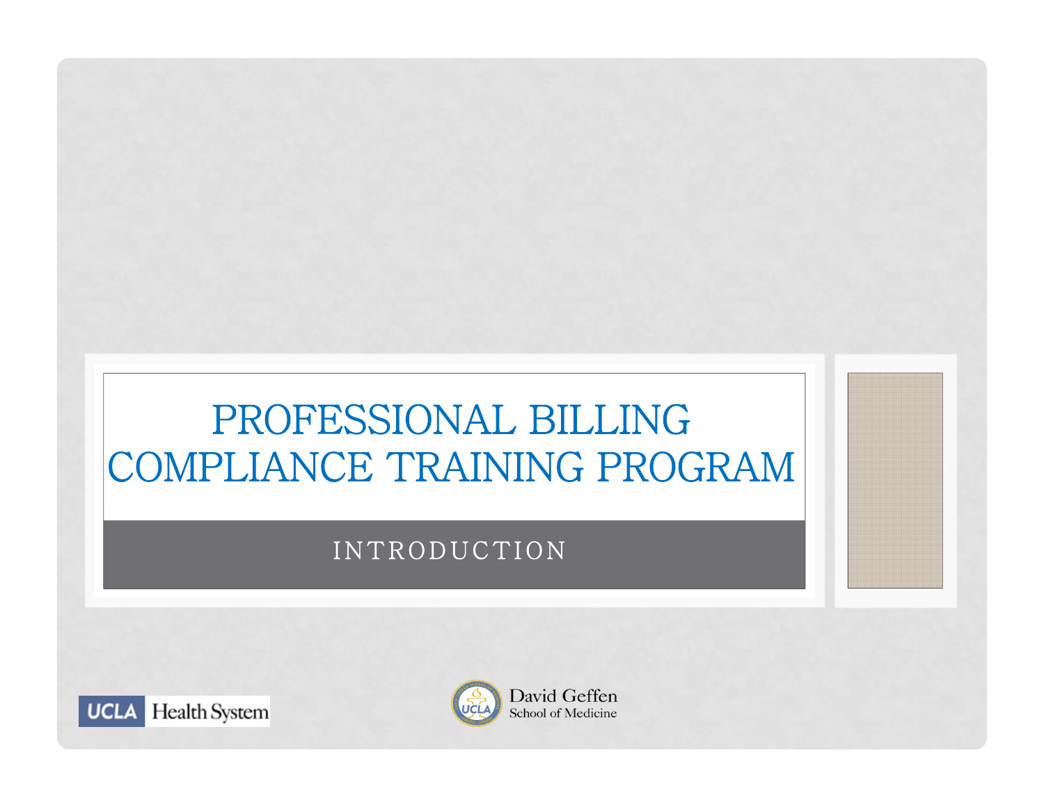# PROFESSIONAL BILLING COMPLIANCE TRAINING PROGRAM

## INTRODUCTION

UCLA Health System

David Geffen School of Medicine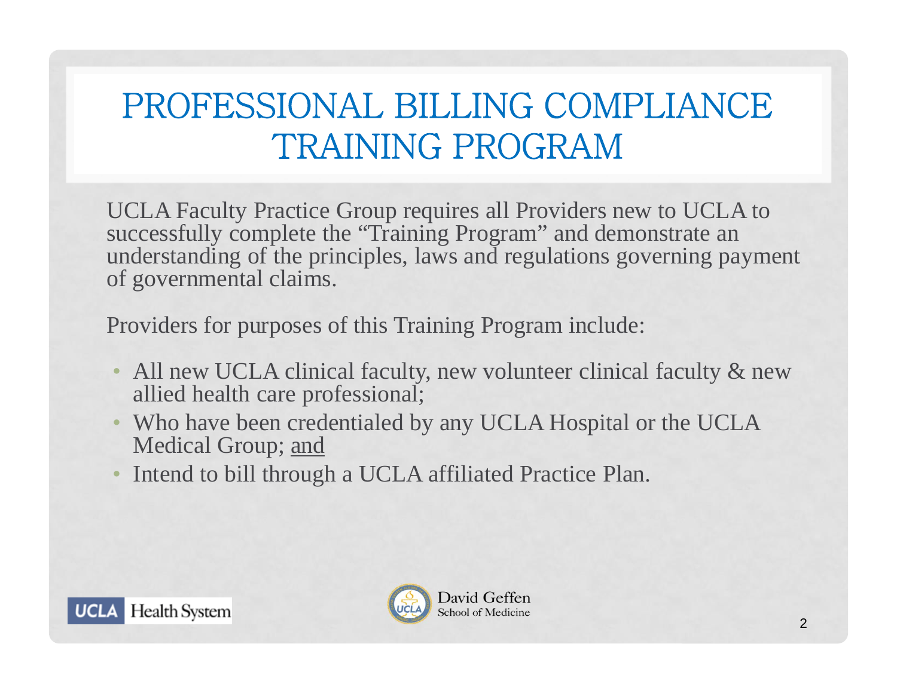# PROFESSIONAL BILLING COMPLIANCE TRAINING PROGRAM

UCLA Faculty Practice Group requires all Providers new to UCLA to successfully complete the "Training Program" and demonstrate an understanding of the principles, laws and regulations governing payment of governmental claims.

Providers for purposes of this Training Program include:

- All new UCLA clinical faculty, new volunteer clinical faculty & new allied health care professional;
- Who have been credentialed by any UCLA Hospital or the UCLA Medical Group; <u>and</u>
- Intend to bill through a UCLA affiliated Practice Plan.

UCLA Health System

David Geffen School of Medicine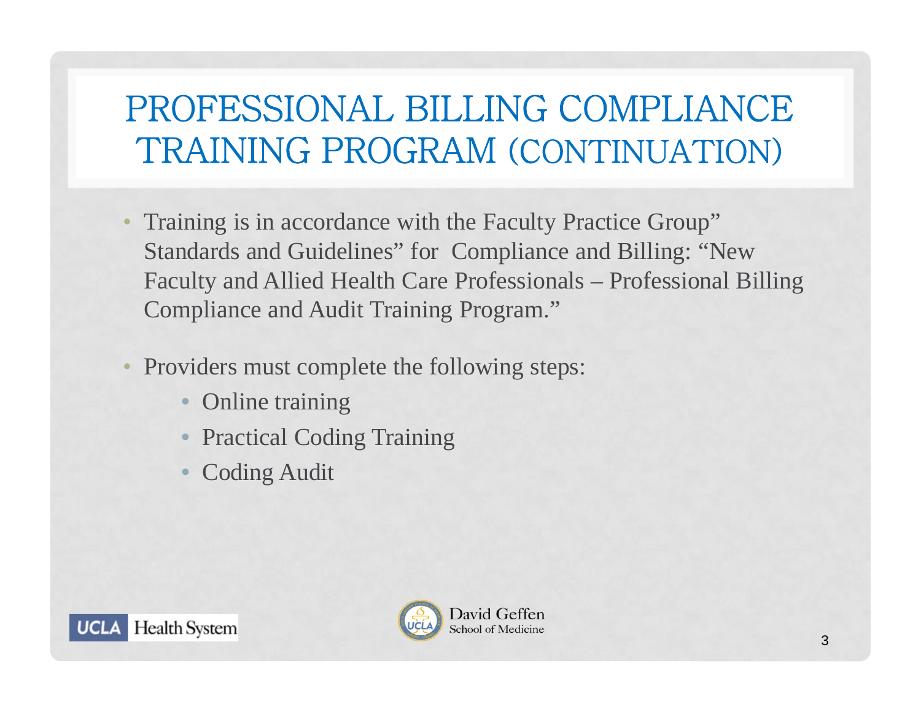# PROFESSIONAL BILLING COMPLIANCE TRAINING PROGRAM (CONTINUATION)

- Training is in accordance with the Faculty Practice Group" Standards and Guidelines" for Compliance and Billing: "New Faculty and Allied Health Care Professionals – Professional Billing Compliance and Audit Training Program."

- Providers must complete the following steps:
  - Online training
  - Practical Coding Training
  - Coding Audit

UCLA Health System

David Geffen School of Medicine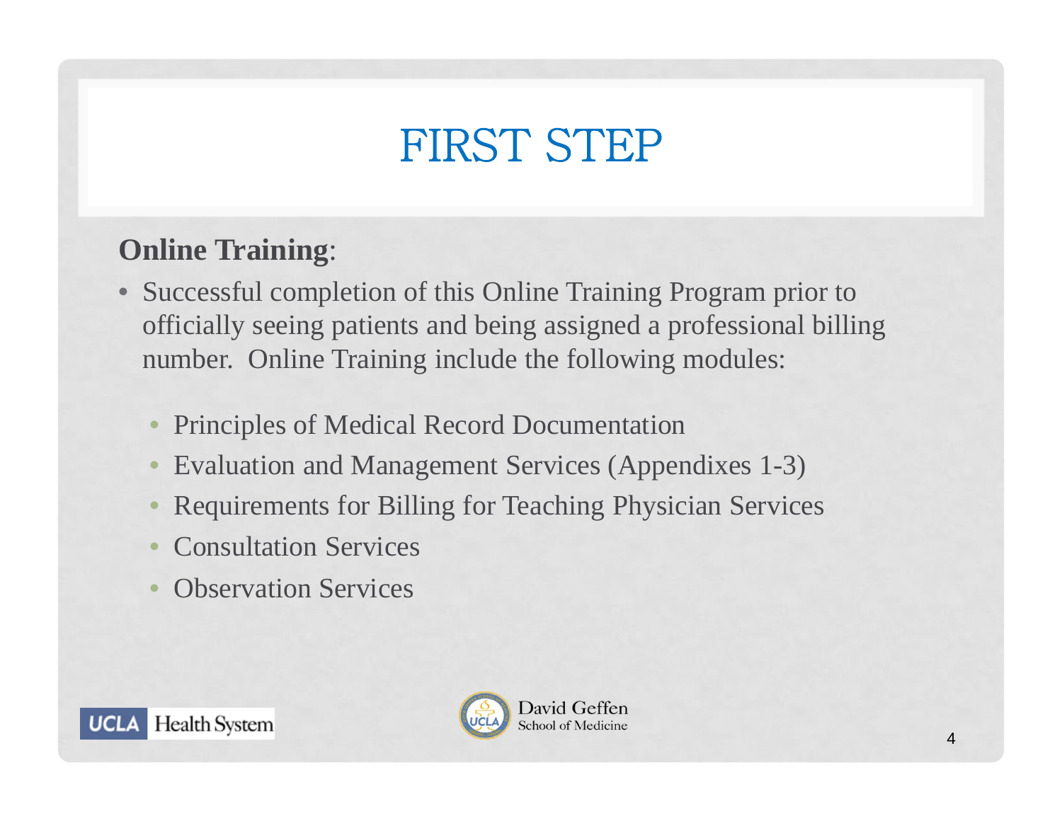# FIRST STEP

**Online Training**:

- Successful completion of this Online Training Program prior to officially seeing patients and being assigned a professional billing number. Online Training include the following modules:
  - Principles of Medical Record Documentation
  - Evaluation and Management Services (Appendixes 1-3)
  - Requirements for Billing for Teaching Physician Services
  - Consultation Services
  - Observation Services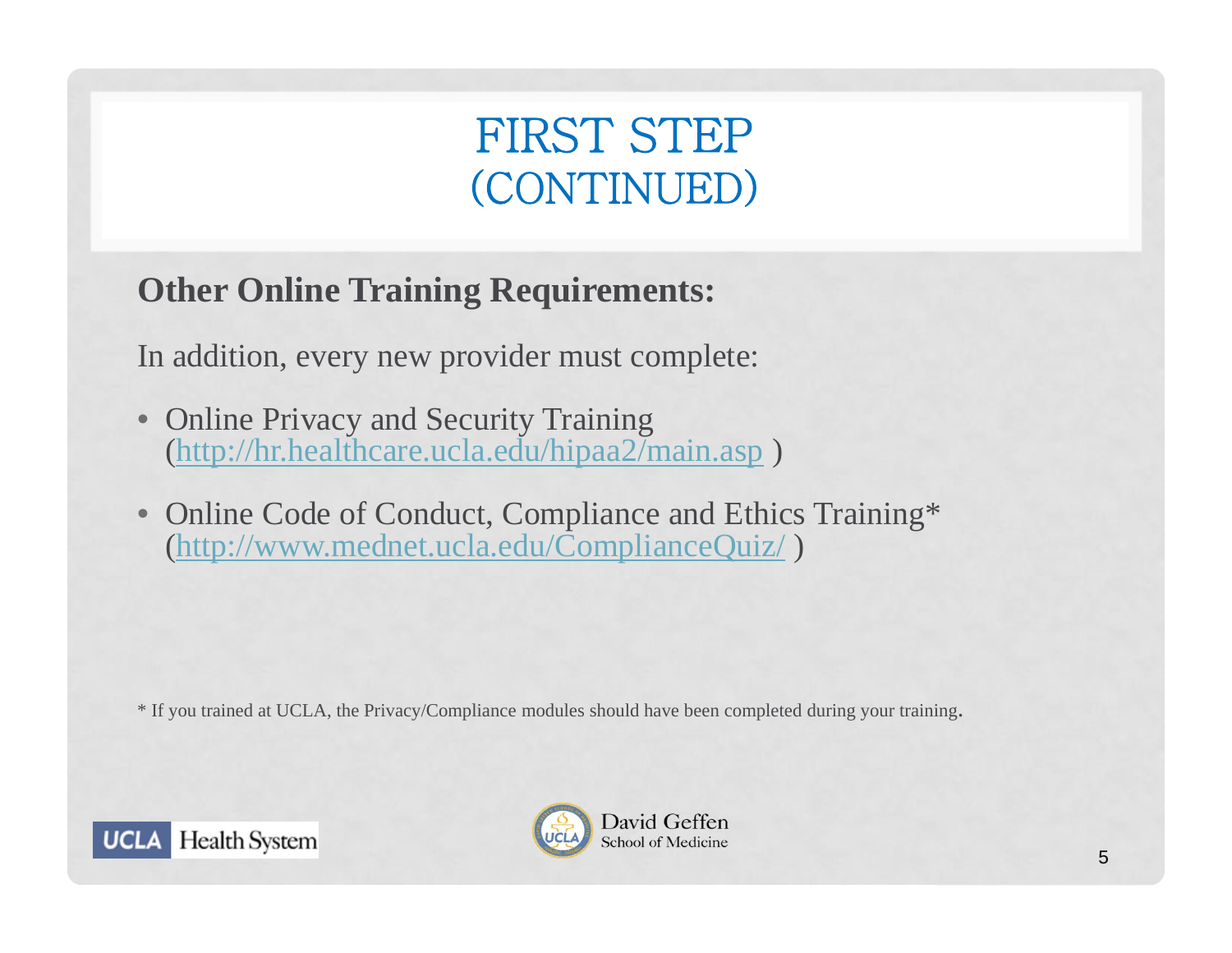# FIRST STEP (CONTINUED)

**Other Online Training Requirements:**

In addition, every new provider must complete:

- Online Privacy and Security Training (http://hr.healthcare.ucla.edu/hipaa2/main.asp )
- Online Code of Conduct, Compliance and Ethics Training* (http://www.mednet.ucla.edu/ComplianceQuiz/ )

* If you trained at UCLA, the Privacy/Compliance modules should have been completed during your training.

UCLA Health System

David Geffen School of Medicine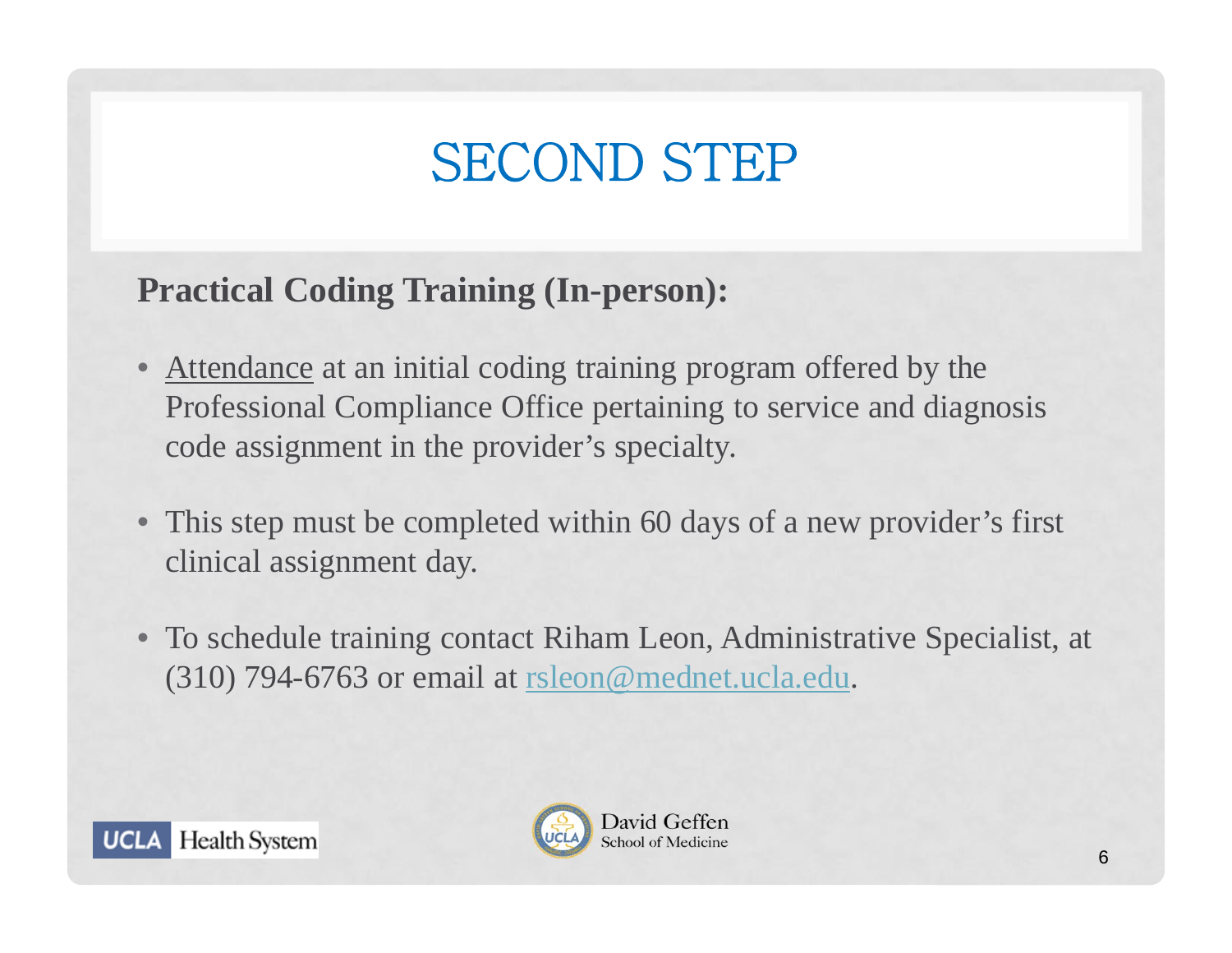# SECOND STEP

**Practical Coding Training (In-person):**

- <u>Attendance</u> at an initial coding training program offered by the Professional Compliance Office pertaining to service and diagnosis code assignment in the provider's specialty.
- This step must be completed within 60 days of a new provider's first clinical assignment day.
- To schedule training contact Riham Leon, Administrative Specialist, at (310) 794-6763 or email at rsleon@mednet.ucla.edu.

UCLA Health System

David Geffen School of Medicine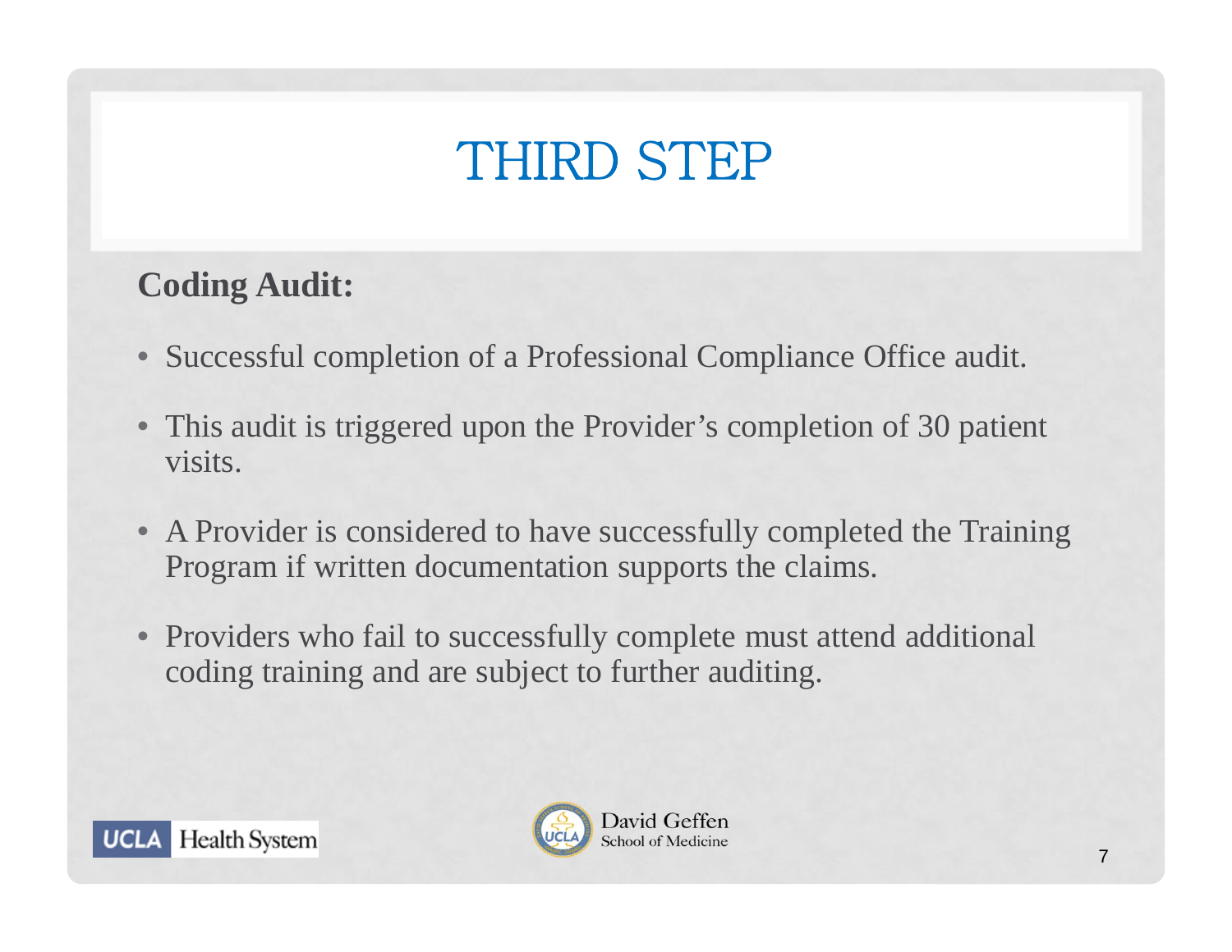# THIRD STEP

**Coding Audit:**

- Successful completion of a Professional Compliance Office audit.
- This audit is triggered upon the Provider's completion of 30 patient visits.
- A Provider is considered to have successfully completed the Training Program if written documentation supports the claims.
- Providers who fail to successfully complete must attend additional coding training and are subject to further auditing.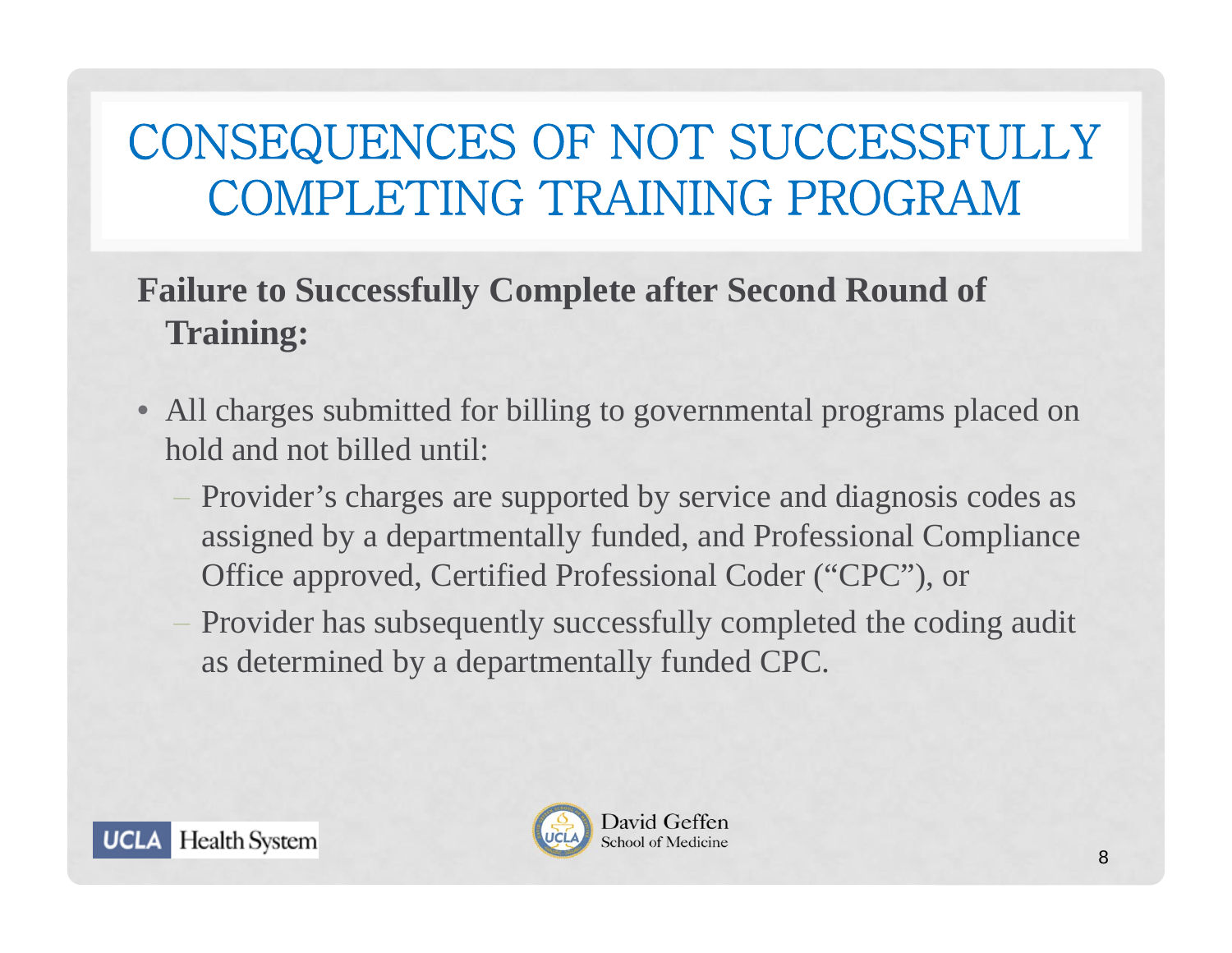# CONSEQUENCES OF NOT SUCCESSFULLY COMPLETING TRAINING PROGRAM

**Failure to Successfully Complete after Second Round of Training:**

- All charges submitted for billing to governmental programs placed on hold and not billed until:
  - Provider's charges are supported by service and diagnosis codes as assigned by a departmentally funded, and Professional Compliance Office approved, Certified Professional Coder ("CPC"), or
  - Provider has subsequently successfully completed the coding audit as determined by a departmentally funded CPC.

UCLA Health System

David Geffen School of Medicine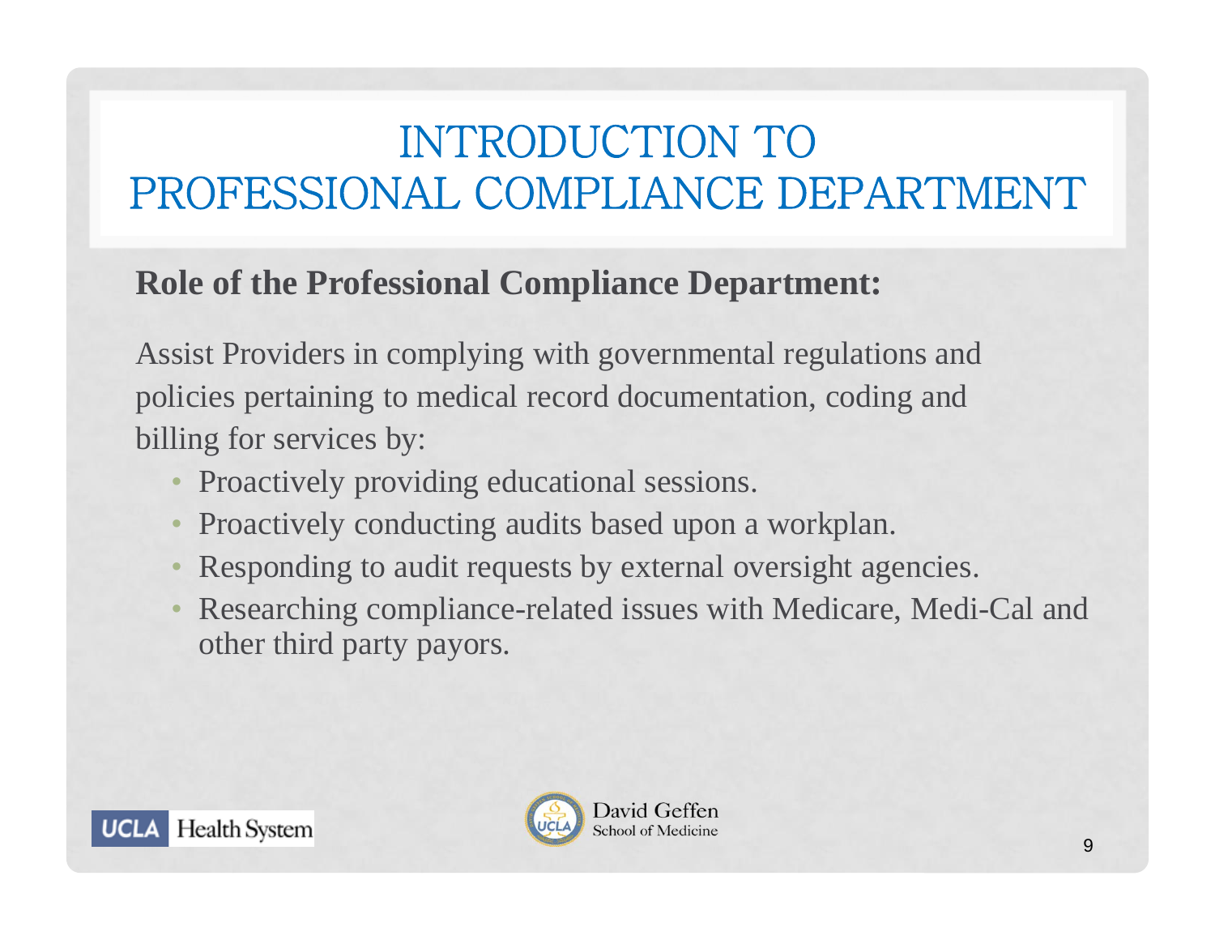# INTRODUCTION TO PROFESSIONAL COMPLIANCE DEPARTMENT

**Role of the Professional Compliance Department:**

Assist Providers in complying with governmental regulations and policies pertaining to medical record documentation, coding and billing for services by:

- Proactively providing educational sessions.
- Proactively conducting audits based upon a workplan.
- Responding to audit requests by external oversight agencies.
- Researching compliance-related issues with Medicare, Medi-Cal and other third party payors.

UCLA Health System

David Geffen School of Medicine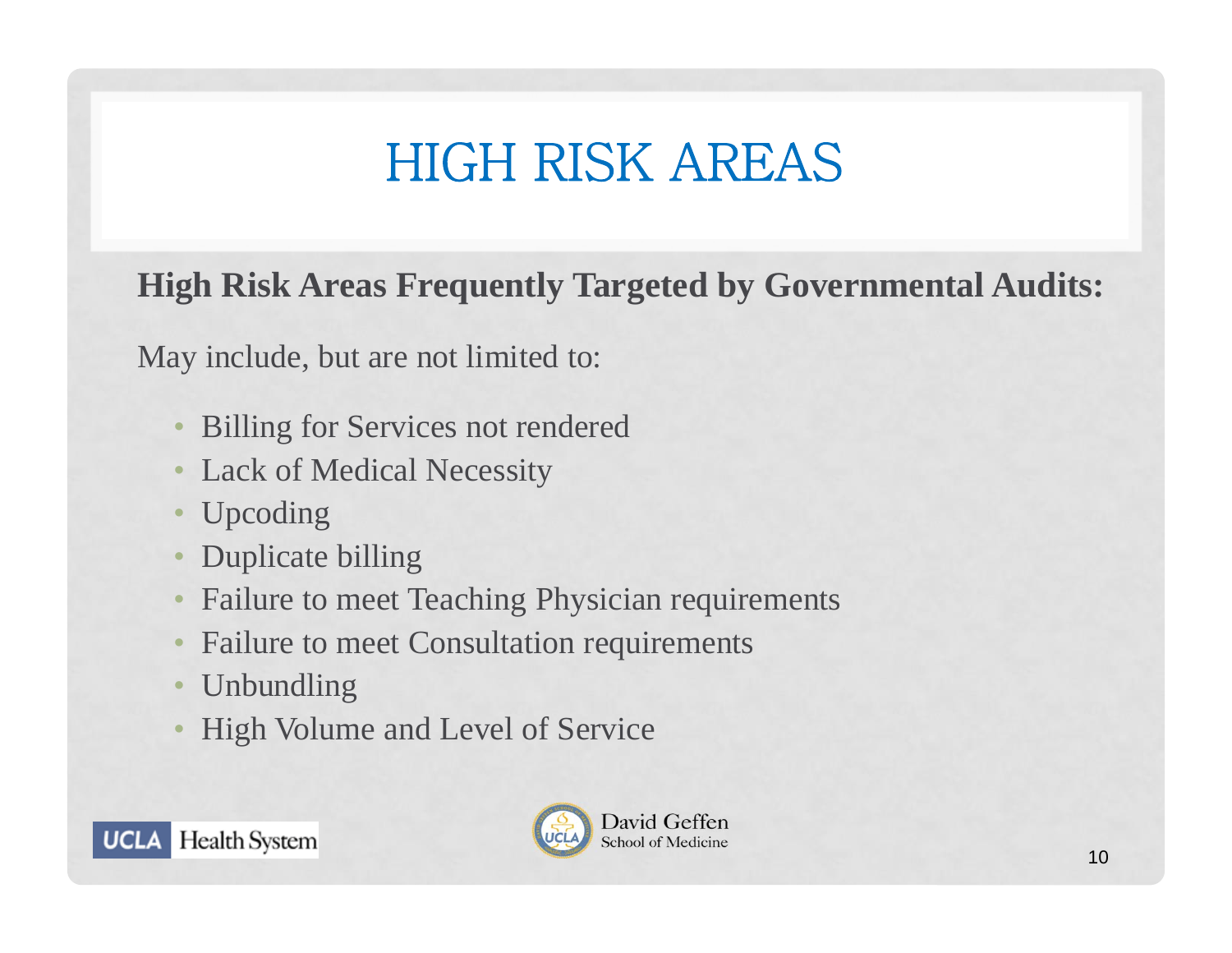# HIGH RISK AREAS

**High Risk Areas Frequently Targeted by Governmental Audits:**

May include, but are not limited to:

- Billing for Services not rendered
- Lack of Medical Necessity
- Upcoding
- Duplicate billing
- Failure to meet Teaching Physician requirements
- Failure to meet Consultation requirements
- Unbundling
- High Volume and Level of Service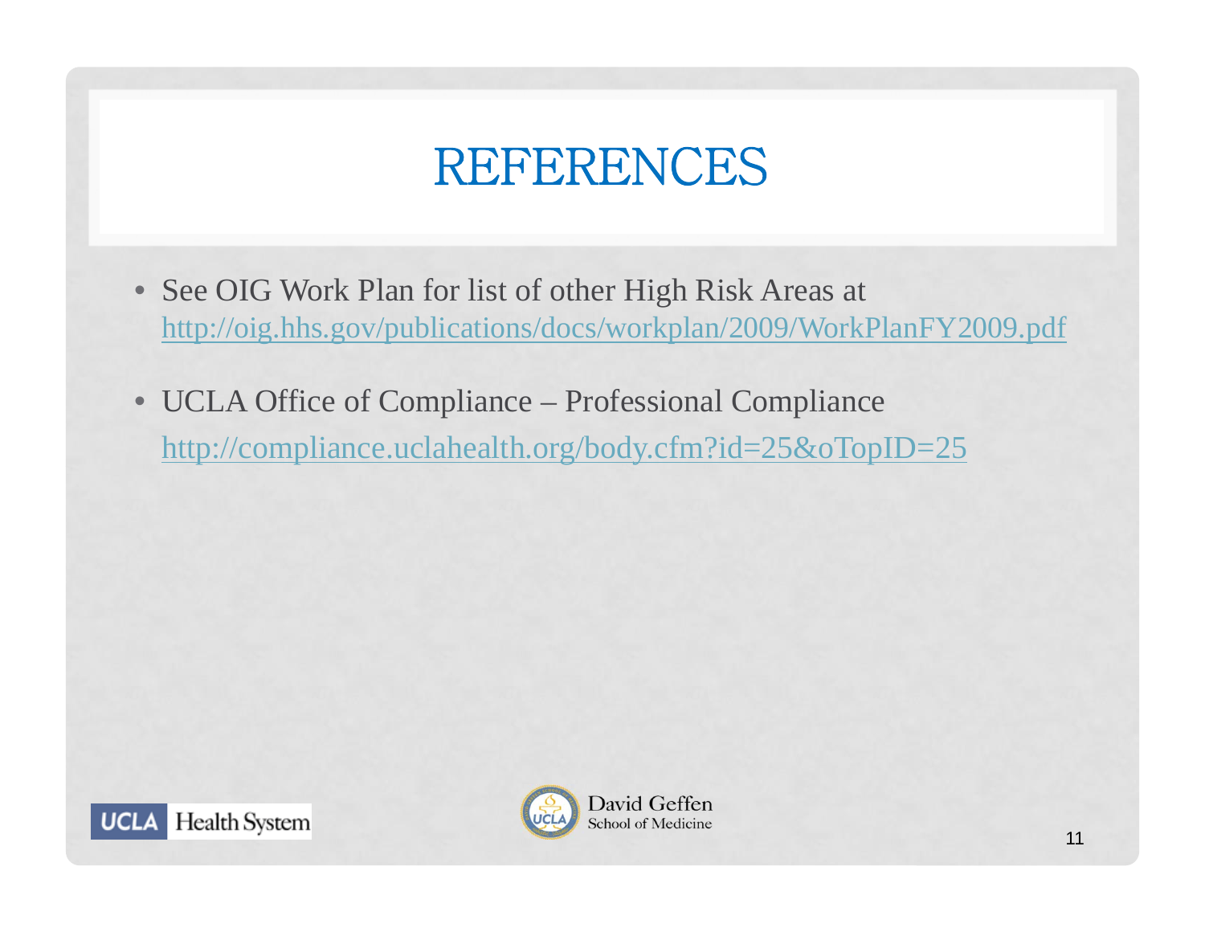# REFERENCES

- See OIG Work Plan for list of other High Risk Areas at http://oig.hhs.gov/publications/docs/workplan/2009/WorkPlanFY2009.pdf
- UCLA Office of Compliance – Professional Compliance http://compliance.uclahealth.org/body.cfm?id=25&oTopID=25

UCLA Health System

David Geffen School of Medicine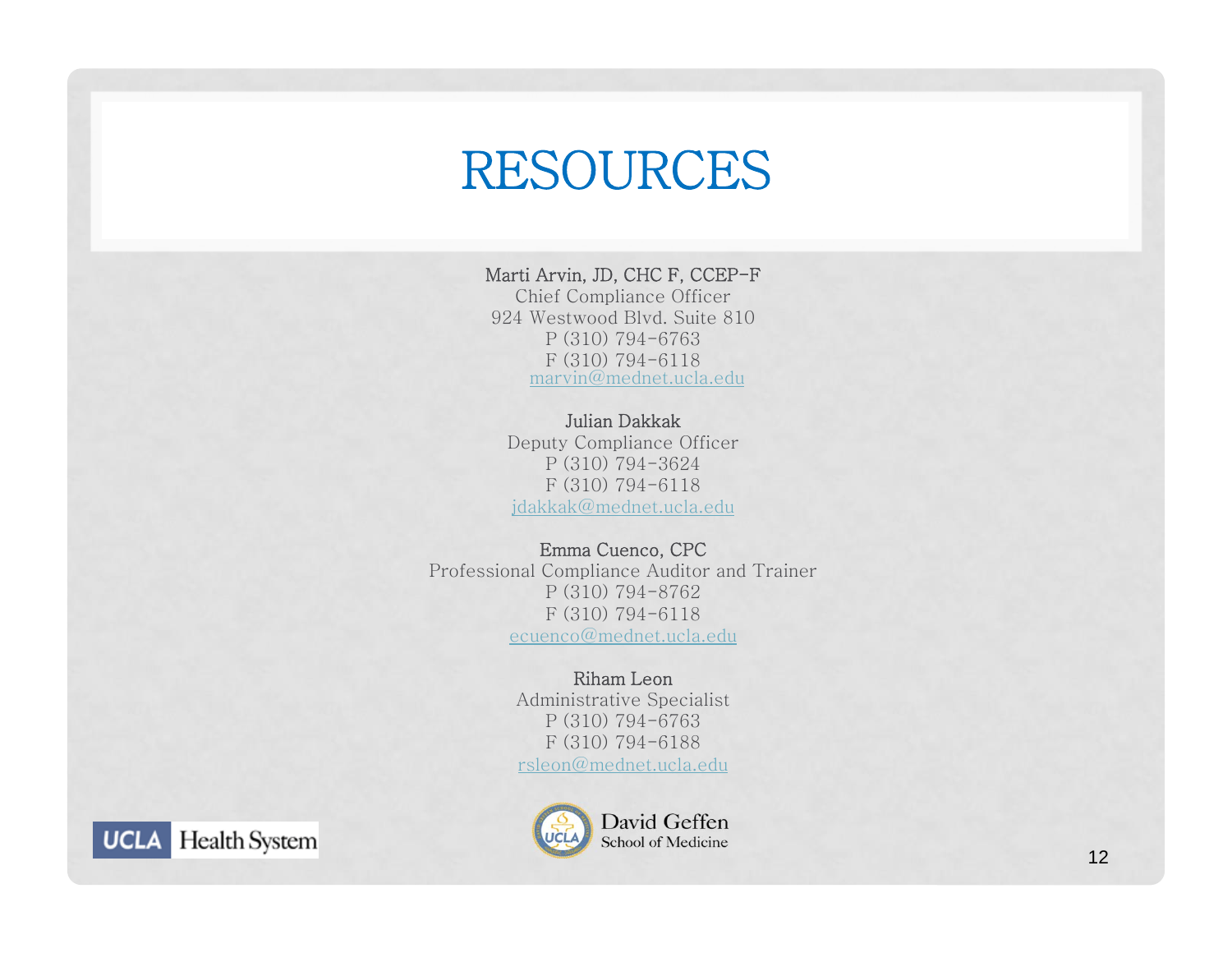# RESOURCES

**Marti Arvin, JD, CHC F, CCEP-F**
Chief Compliance Officer
924 Westwood Blvd. Suite 810
P (310) 794-6763
F (310) 794-6118
marvin@mednet.ucla.edu

**Julian Dakkak**
Deputy Compliance Officer
P (310) 794-3624
F (310) 794-6118
jdakkak@mednet.ucla.edu

**Emma Cuenco, CPC**
Professional Compliance Auditor and Trainer
P (310) 794-8762
F (310) 794-6118
ecuenco@mednet.ucla.edu

**Riham Leon**
Administrative Specialist
P (310) 794-6763
F (310) 794-6188
rsleon@mednet.ucla.edu

UCLA Health System

David Geffen School of Medicine